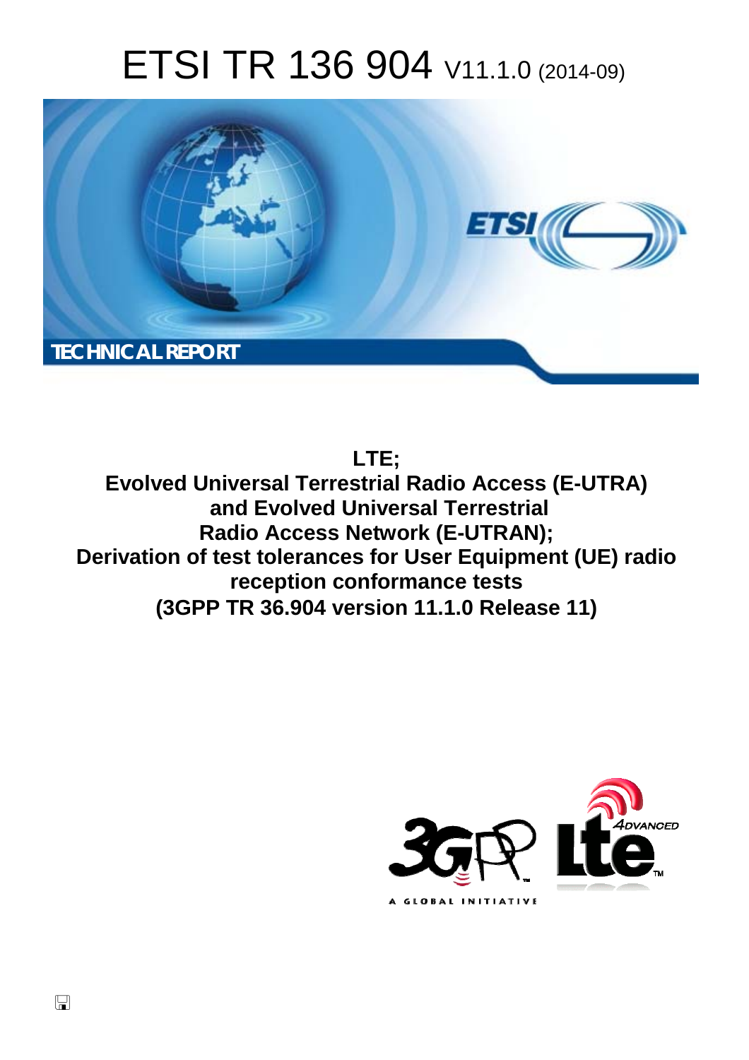# ETSI TR 136 904 V11.1.0 (2014-09)

**TECHNICAL REPORT**

**LTE;**
**Evolved Universal Terrestrial Radio Access (E-UTRA) and Evolved Universal Terrestrial Radio Access Network (E-UTRAN);**
**Derivation of test tolerances for User Equipment (UE) radio reception conformance tests**
**(3GPP TR 36.904 version 11.1.0 Release 11)**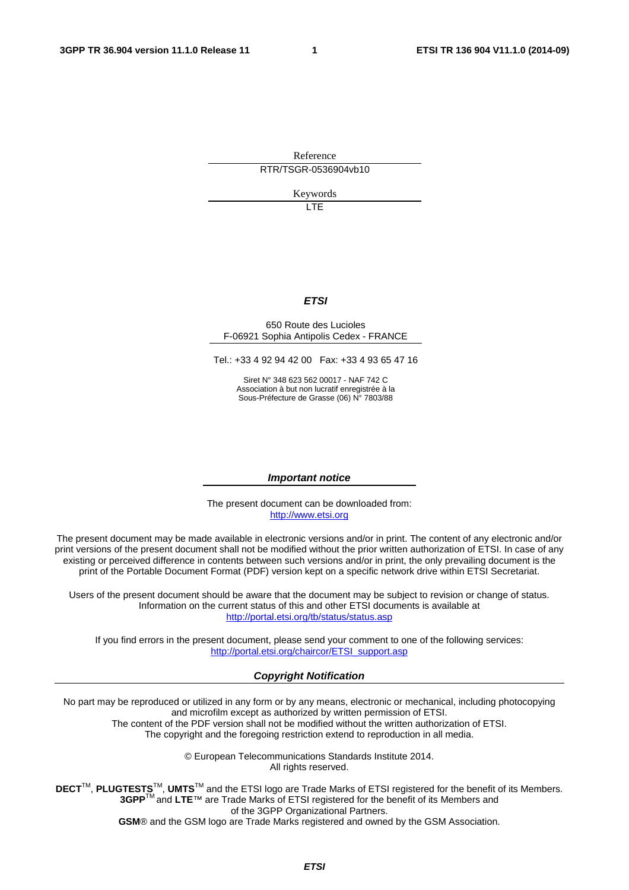Reference

RTR/TSGR-0536904vb10

Keywords

LTE

***ETSI***

650 Route des Lucioles
F-06921 Sophia Antipolis Cedex - FRANCE

Tel.: +33 4 92 94 42 00 Fax: +33 4 93 65 47 16

Siret N° 348 623 562 00017 - NAF 742 C
Association à but non lucratif enregistrée à la
Sous-Préfecture de Grasse (06) N° 7803/88

***Important notice***

The present document can be downloaded from:
http://www.etsi.org

The present document may be made available in electronic versions and/or in print. The content of any electronic and/or print versions of the present document shall not be modified without the prior written authorization of ETSI. In case of any existing or perceived difference in contents between such versions and/or in print, the only prevailing document is the print of the Portable Document Format (PDF) version kept on a specific network drive within ETSI Secretariat.

Users of the present document should be aware that the document may be subject to revision or change of status. Information on the current status of this and other ETSI documents is available at
http://portal.etsi.org/tb/status/status.asp

If you find errors in the present document, please send your comment to one of the following services:
http://portal.etsi.org/chaircor/ETSI_support.asp

***Copyright Notification***

No part may be reproduced or utilized in any form or by any means, electronic or mechanical, including photocopying and microfilm except as authorized by written permission of ETSI.
The content of the PDF version shall not be modified without the written authorization of ETSI.
The copyright and the foregoing restriction extend to reproduction in all media.

© European Telecommunications Standards Institute 2014.
All rights reserved.

**DECT**™, **PLUGTESTS**™, **UMTS**™ and the ETSI logo are Trade Marks of ETSI registered for the benefit of its Members.
**3GPP**™ and **LTE**™ are Trade Marks of ETSI registered for the benefit of its Members and of the 3GPP Organizational Partners.
**GSM**® and the GSM logo are Trade Marks registered and owned by the GSM Association.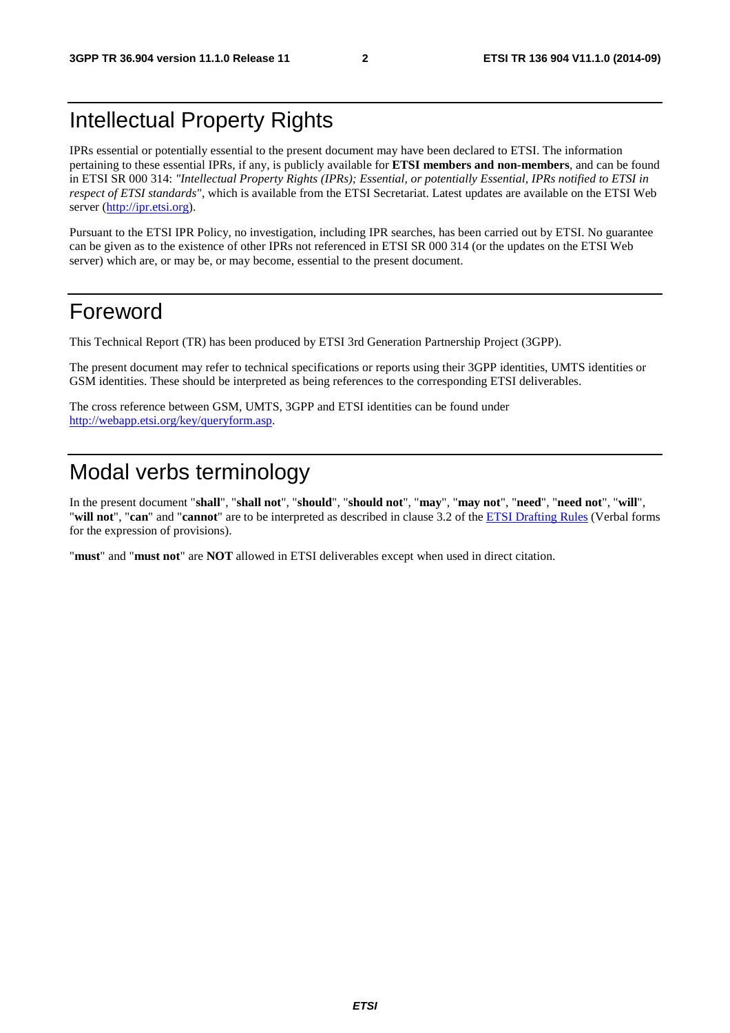# Intellectual Property Rights

IPRs essential or potentially essential to the present document may have been declared to ETSI. The information pertaining to these essential IPRs, if any, is publicly available for **ETSI members and non-members**, and can be found in ETSI SR 000 314: *"Intellectual Property Rights (IPRs); Essential, or potentially Essential, IPRs notified to ETSI in respect of ETSI standards"*, which is available from the ETSI Secretariat. Latest updates are available on the ETSI Web server (http://ipr.etsi.org).

Pursuant to the ETSI IPR Policy, no investigation, including IPR searches, has been carried out by ETSI. No guarantee can be given as to the existence of other IPRs not referenced in ETSI SR 000 314 (or the updates on the ETSI Web server) which are, or may be, or may become, essential to the present document.

# Foreword

This Technical Report (TR) has been produced by ETSI 3rd Generation Partnership Project (3GPP).

The present document may refer to technical specifications or reports using their 3GPP identities, UMTS identities or GSM identities. These should be interpreted as being references to the corresponding ETSI deliverables.

The cross reference between GSM, UMTS, 3GPP and ETSI identities can be found under http://webapp.etsi.org/key/queryform.asp.

# Modal verbs terminology

In the present document "**shall**", "**shall not**", "**should**", "**should not**", "**may**", "**may not**", "**need**", "**need not**", "**will**", "**will not**", "**can**" and "**cannot**" are to be interpreted as described in clause 3.2 of the ETSI Drafting Rules (Verbal forms for the expression of provisions).

"**must**" and "**must not**" are **NOT** allowed in ETSI deliverables except when used in direct citation.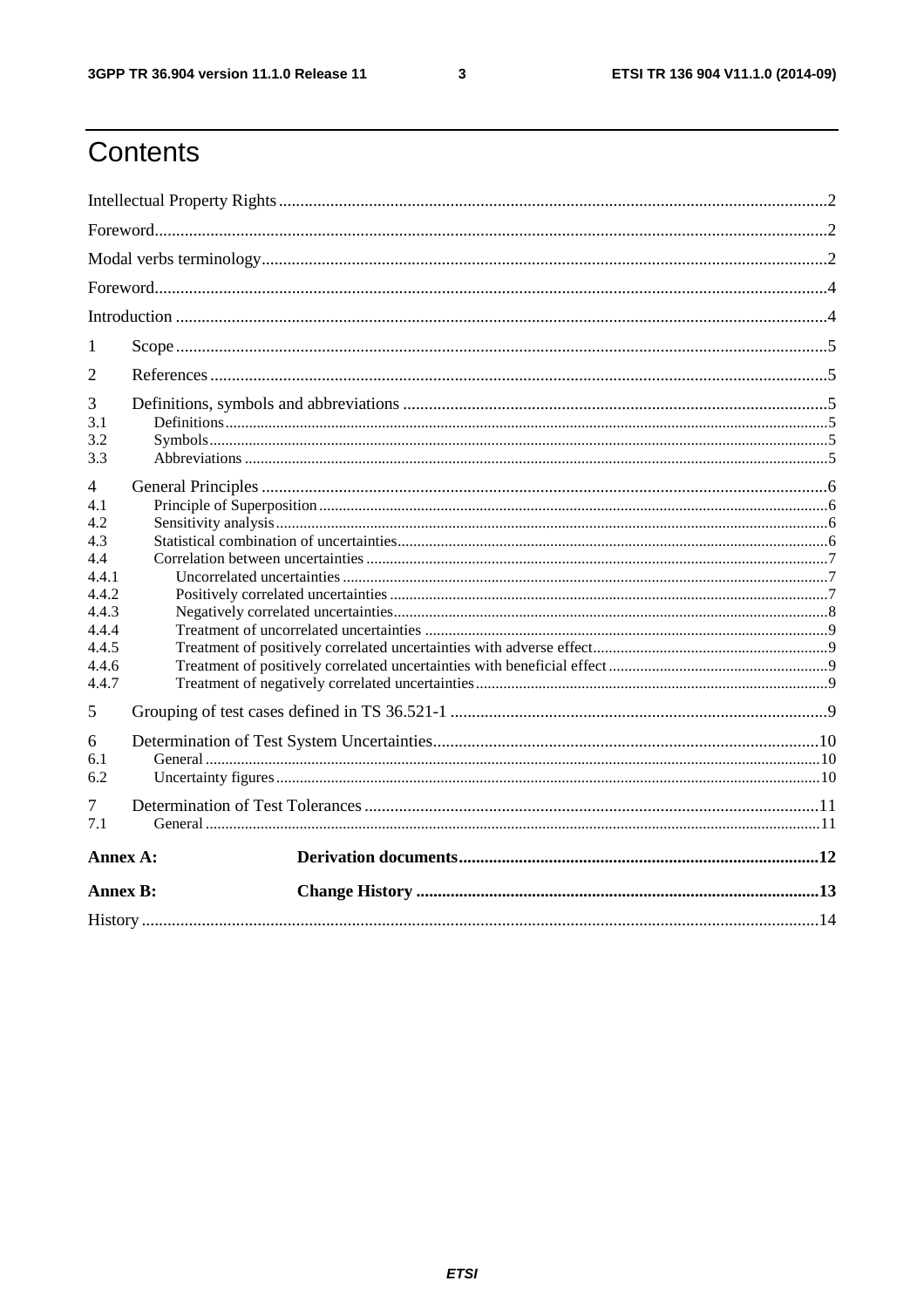# Contents

Intellectual Property Rights ..... 2

Foreword ..... 2

Modal verbs terminology ..... 2

Foreword ..... 4

Introduction ..... 4

1 Scope ..... 5

2 References ..... 5

3 Definitions, symbols and abbreviations ..... 5

3.1 Definitions ..... 5

3.2 Symbols ..... 5

3.3 Abbreviations ..... 5

4 General Principles ..... 6

4.1 Principle of Superposition ..... 6

4.2 Sensitivity analysis ..... 6

4.3 Statistical combination of uncertainties ..... 6

4.4 Correlation between uncertainties ..... 7

4.4.1 Uncorrelated uncertainties ..... 7

4.4.2 Positively correlated uncertainties ..... 7

4.4.3 Negatively correlated uncertainties ..... 8

4.4.4 Treatment of uncorrelated uncertainties ..... 9

4.4.5 Treatment of positively correlated uncertainties with adverse effect ..... 9

4.4.6 Treatment of positively correlated uncertainties with beneficial effect ..... 9

4.4.7 Treatment of negatively correlated uncertainties ..... 9

5 Grouping of test cases defined in TS 36.521-1 ..... 9

6 Determination of Test System Uncertainties ..... 10

6.1 General ..... 10

6.2 Uncertainty figures ..... 10

7 Determination of Test Tolerances ..... 11

7.1 General ..... 11

**Annex A: Derivation documents ..... 12**

**Annex B: Change History ..... 13**

History ..... 14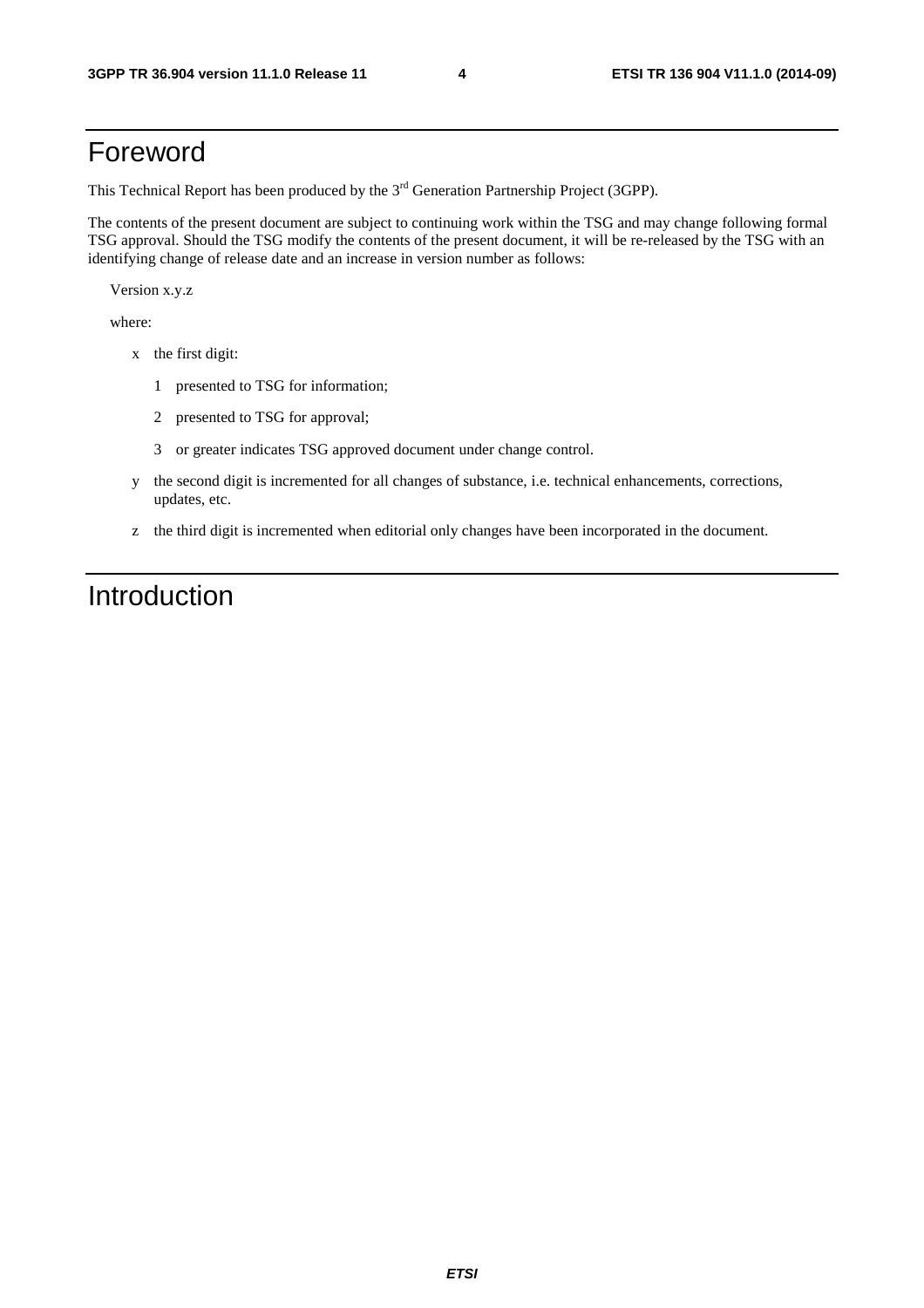# Foreword

This Technical Report has been produced by the 3rd Generation Partnership Project (3GPP).

The contents of the present document are subject to continuing work within the TSG and may change following formal TSG approval. Should the TSG modify the contents of the present document, it will be re-released by the TSG with an identifying change of release date and an increase in version number as follows:

Version x.y.z

where:

- x the first digit:
  - 1 presented to TSG for information;
  - 2 presented to TSG for approval;
  - 3 or greater indicates TSG approved document under change control.
- y the second digit is incremented for all changes of substance, i.e. technical enhancements, corrections, updates, etc.
- z the third digit is incremented when editorial only changes have been incorporated in the document.

# Introduction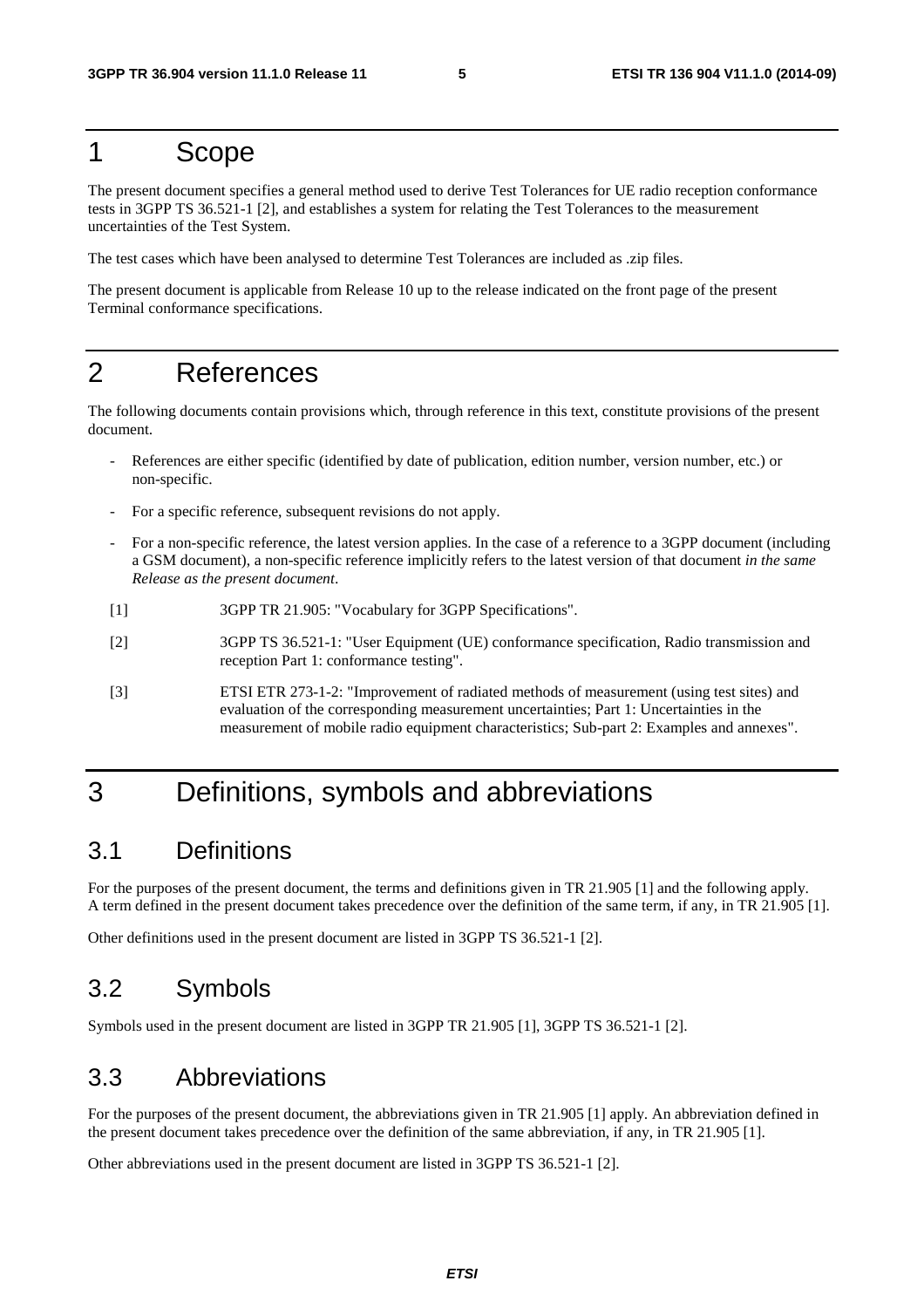# 1 Scope

The present document specifies a general method used to derive Test Tolerances for UE radio reception conformance tests in 3GPP TS 36.521-1 [2], and establishes a system for relating the Test Tolerances to the measurement uncertainties of the Test System.

The test cases which have been analysed to determine Test Tolerances are included as .zip files.

The present document is applicable from Release 10 up to the release indicated on the front page of the present Terminal conformance specifications.

# 2 References

The following documents contain provisions which, through reference in this text, constitute provisions of the present document.

- References are either specific (identified by date of publication, edition number, version number, etc.) or non-specific.
- For a specific reference, subsequent revisions do not apply.
- For a non-specific reference, the latest version applies. In the case of a reference to a 3GPP document (including a GSM document), a non-specific reference implicitly refers to the latest version of that document *in the same Release as the present document*.

[1] 3GPP TR 21.905: "Vocabulary for 3GPP Specifications".

[2] 3GPP TS 36.521-1: "User Equipment (UE) conformance specification, Radio transmission and reception Part 1: conformance testing".

[3] ETSI ETR 273-1-2: "Improvement of radiated methods of measurement (using test sites) and evaluation of the corresponding measurement uncertainties; Part 1: Uncertainties in the measurement of mobile radio equipment characteristics; Sub-part 2: Examples and annexes".

# 3 Definitions, symbols and abbreviations

## 3.1 Definitions

For the purposes of the present document, the terms and definitions given in TR 21.905 [1] and the following apply. A term defined in the present document takes precedence over the definition of the same term, if any, in TR 21.905 [1].

Other definitions used in the present document are listed in 3GPP TS 36.521-1 [2].

## 3.2 Symbols

Symbols used in the present document are listed in 3GPP TR 21.905 [1], 3GPP TS 36.521-1 [2].

## 3.3 Abbreviations

For the purposes of the present document, the abbreviations given in TR 21.905 [1] apply. An abbreviation defined in the present document takes precedence over the definition of the same abbreviation, if any, in TR 21.905 [1].

Other abbreviations used in the present document are listed in 3GPP TS 36.521-1 [2].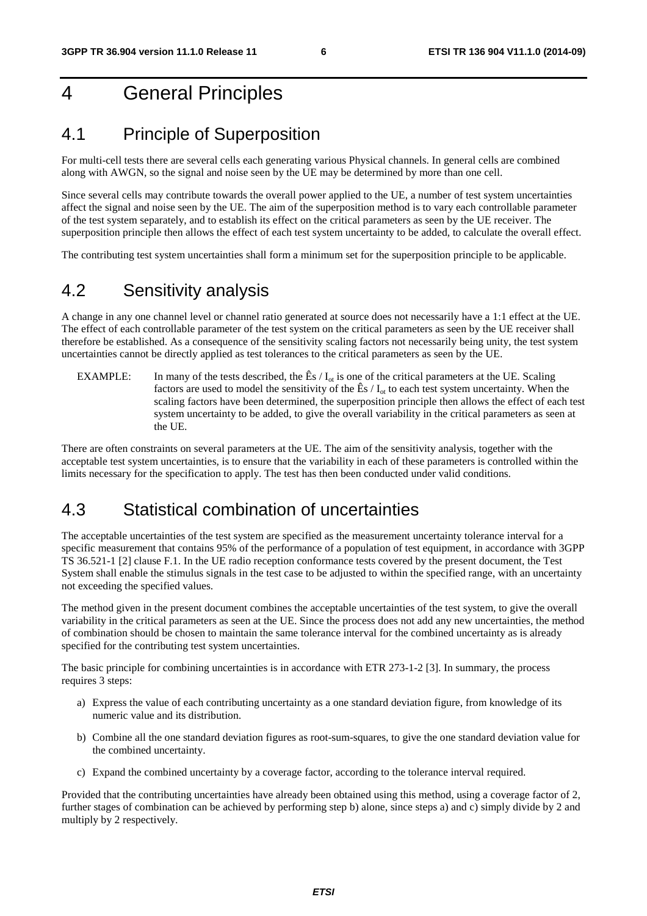# 4 General Principles

## 4.1 Principle of Superposition

For multi-cell tests there are several cells each generating various Physical channels. In general cells are combined along with AWGN, so the signal and noise seen by the UE may be determined by more than one cell.

Since several cells may contribute towards the overall power applied to the UE, a number of test system uncertainties affect the signal and noise seen by the UE. The aim of the superposition method is to vary each controllable parameter of the test system separately, and to establish its effect on the critical parameters as seen by the UE receiver. The superposition principle then allows the effect of each test system uncertainty to be added, to calculate the overall effect.

The contributing test system uncertainties shall form a minimum set for the superposition principle to be applicable.

## 4.2 Sensitivity analysis

A change in any one channel level or channel ratio generated at source does not necessarily have a 1:1 effect at the UE. The effect of each controllable parameter of the test system on the critical parameters as seen by the UE receiver shall therefore be established. As a consequence of the sensitivity scaling factors not necessarily being unity, the test system uncertainties cannot be directly applied as test tolerances to the critical parameters as seen by the UE.

EXAMPLE: In many of the tests described, the $\hat{E}s / I_{ot}$ is one of the critical parameters at the UE. Scaling factors are used to model the sensitivity of the $\hat{E}s / I_{ot}$ to each test system uncertainty. When the scaling factors have been determined, the superposition principle then allows the effect of each test system uncertainty to be added, to give the overall variability in the critical parameters as seen at the UE.

There are often constraints on several parameters at the UE. The aim of the sensitivity analysis, together with the acceptable test system uncertainties, is to ensure that the variability in each of these parameters is controlled within the limits necessary for the specification to apply. The test has then been conducted under valid conditions.

## 4.3 Statistical combination of uncertainties

The acceptable uncertainties of the test system are specified as the measurement uncertainty tolerance interval for a specific measurement that contains 95% of the performance of a population of test equipment, in accordance with 3GPP TS 36.521-1 [2] clause F.1. In the UE radio reception conformance tests covered by the present document, the Test System shall enable the stimulus signals in the test case to be adjusted to within the specified range, with an uncertainty not exceeding the specified values.

The method given in the present document combines the acceptable uncertainties of the test system, to give the overall variability in the critical parameters as seen at the UE. Since the process does not add any new uncertainties, the method of combination should be chosen to maintain the same tolerance interval for the combined uncertainty as is already specified for the contributing test system uncertainties.

The basic principle for combining uncertainties is in accordance with ETR 273-1-2 [3]. In summary, the process requires 3 steps:

a) Express the value of each contributing uncertainty as a one standard deviation figure, from knowledge of its numeric value and its distribution.

b) Combine all the one standard deviation figures as root-sum-squares, to give the one standard deviation value for the combined uncertainty.

c) Expand the combined uncertainty by a coverage factor, according to the tolerance interval required.

Provided that the contributing uncertainties have already been obtained using this method, using a coverage factor of 2, further stages of combination can be achieved by performing step b) alone, since steps a) and c) simply divide by 2 and multiply by 2 respectively.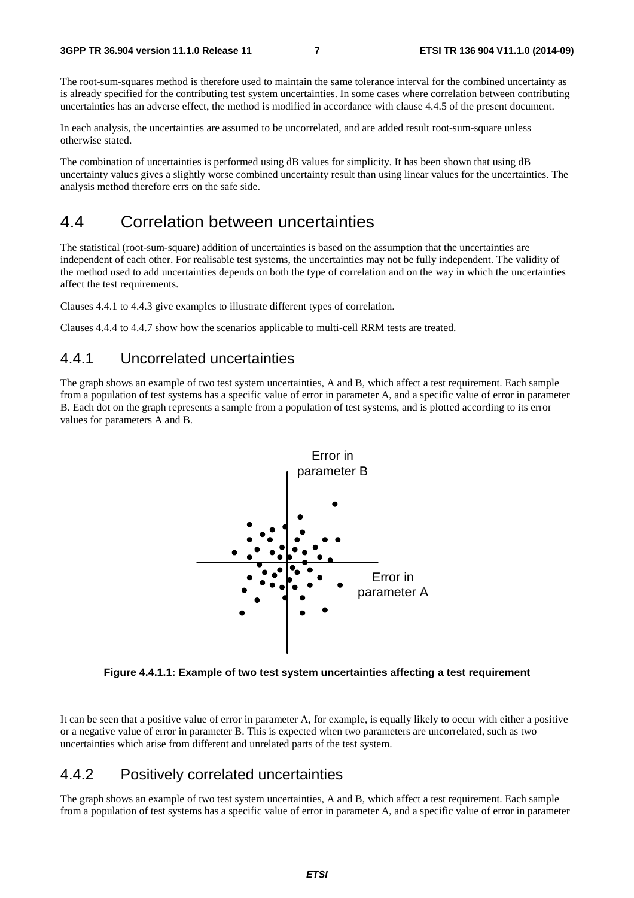The root-sum-squares method is therefore used to maintain the same tolerance interval for the combined uncertainty as is already specified for the contributing test system uncertainties. In some cases where correlation between contributing uncertainties has an adverse effect, the method is modified in accordance with clause 4.4.5 of the present document.

In each analysis, the uncertainties are assumed to be uncorrelated, and are added result root-sum-square unless otherwise stated.

The combination of uncertainties is performed using dB values for simplicity. It has been shown that using dB uncertainty values gives a slightly worse combined uncertainty result than using linear values for the uncertainties. The analysis method therefore errs on the safe side.

# 4.4 Correlation between uncertainties

The statistical (root-sum-square) addition of uncertainties is based on the assumption that the uncertainties are independent of each other. For realisable test systems, the uncertainties may not be fully independent. The validity of the method used to add uncertainties depends on both the type of correlation and on the way in which the uncertainties affect the test requirements.

Clauses 4.4.1 to 4.4.3 give examples to illustrate different types of correlation.

Clauses 4.4.4 to 4.4.7 show how the scenarios applicable to multi-cell RRM tests are treated.

## 4.4.1 Uncorrelated uncertainties

The graph shows an example of two test system uncertainties, A and B, which affect a test requirement. Each sample from a population of test systems has a specific value of error in parameter A, and a specific value of error in parameter B. Each dot on the graph represents a sample from a population of test systems, and is plotted according to its error values for parameters A and B.

Error in parameter B

Error in parameter A

**Figure 4.4.1.1: Example of two test system uncertainties affecting a test requirement**

It can be seen that a positive value of error in parameter A, for example, is equally likely to occur with either a positive or a negative value of error in parameter B. This is expected when two parameters are uncorrelated, such as two uncertainties which arise from different and unrelated parts of the test system.

## 4.4.2 Positively correlated uncertainties

The graph shows an example of two test system uncertainties, A and B, which affect a test requirement. Each sample from a population of test systems has a specific value of error in parameter A, and a specific value of error in parameter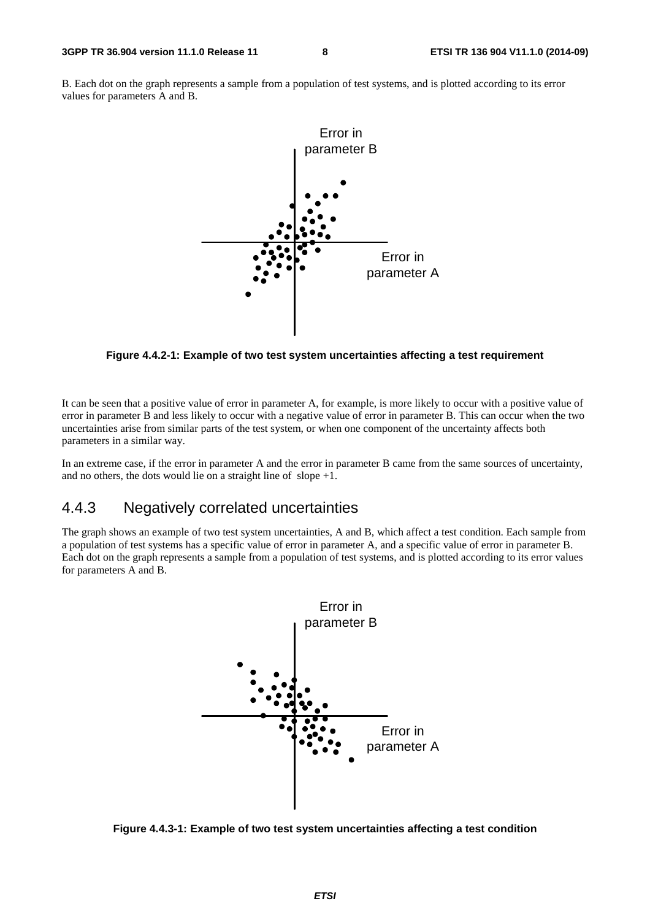B. Each dot on the graph represents a sample from a population of test systems, and is plotted according to its error values for parameters A and B.

**Figure 4.4.2-1: Example of two test system uncertainties affecting a test requirement**

It can be seen that a positive value of error in parameter A, for example, is more likely to occur with a positive value of error in parameter B and less likely to occur with a negative value of error in parameter B. This can occur when the two uncertainties arise from similar parts of the test system, or when one component of the uncertainty affects both parameters in a similar way.

In an extreme case, if the error in parameter A and the error in parameter B came from the same sources of uncertainty, and no others, the dots would lie on a straight line of slope +1.

### 4.4.3 Negatively correlated uncertainties

The graph shows an example of two test system uncertainties, A and B, which affect a test condition. Each sample from a population of test systems has a specific value of error in parameter A, and a specific value of error in parameter B. Each dot on the graph represents a sample from a population of test systems, and is plotted according to its error values for parameters A and B.

**Figure 4.4.3-1: Example of two test system uncertainties affecting a test condition**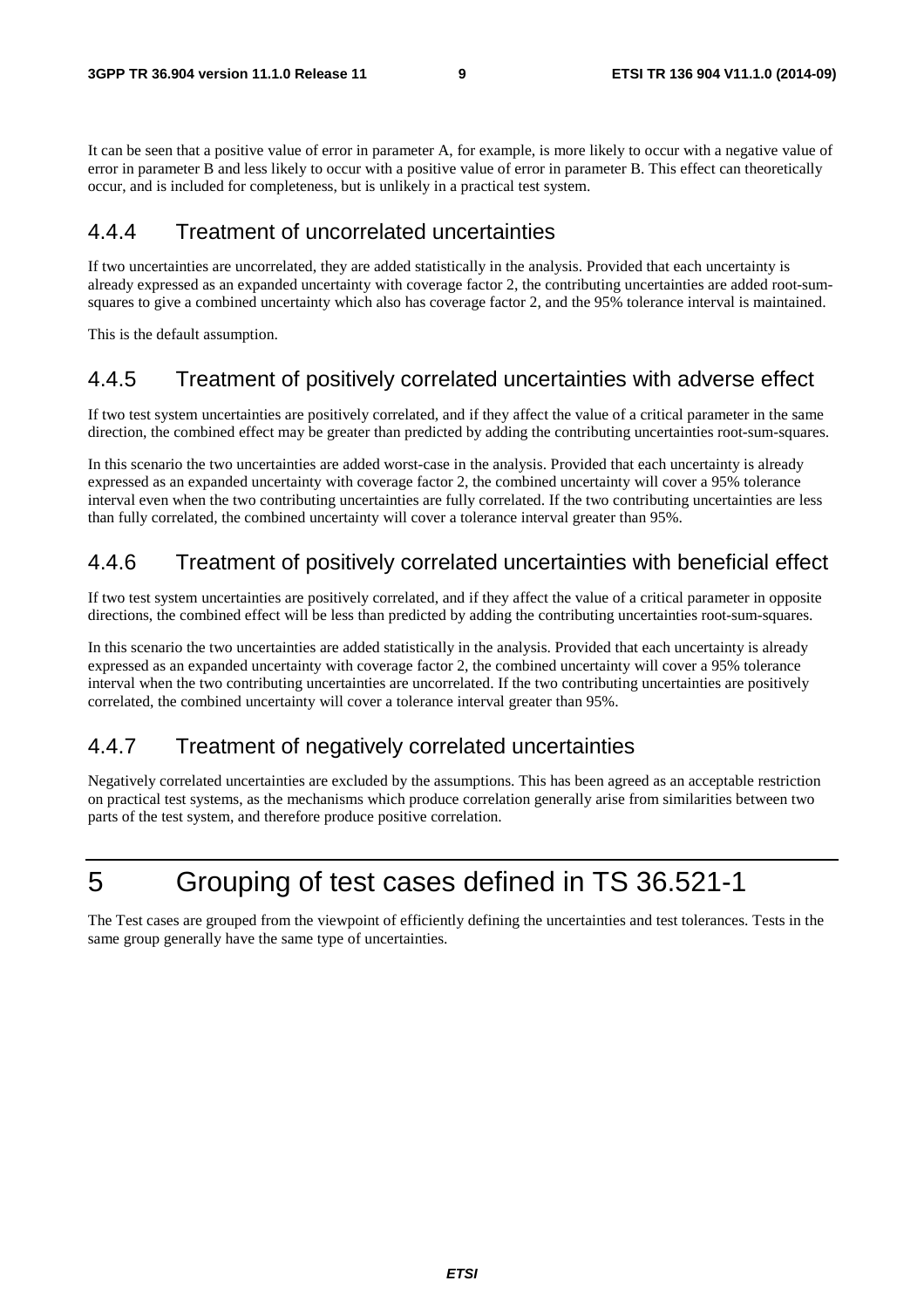It can be seen that a positive value of error in parameter A, for example, is more likely to occur with a negative value of error in parameter B and less likely to occur with a positive value of error in parameter B. This effect can theoretically occur, and is included for completeness, but is unlikely in a practical test system.

### 4.4.4 Treatment of uncorrelated uncertainties

If two uncertainties are uncorrelated, they are added statistically in the analysis. Provided that each uncertainty is already expressed as an expanded uncertainty with coverage factor 2, the contributing uncertainties are added root-sum-squares to give a combined uncertainty which also has coverage factor 2, and the 95% tolerance interval is maintained.

This is the default assumption.

### 4.4.5 Treatment of positively correlated uncertainties with adverse effect

If two test system uncertainties are positively correlated, and if they affect the value of a critical parameter in the same direction, the combined effect may be greater than predicted by adding the contributing uncertainties root-sum-squares.

In this scenario the two uncertainties are added worst-case in the analysis. Provided that each uncertainty is already expressed as an expanded uncertainty with coverage factor 2, the combined uncertainty will cover a 95% tolerance interval even when the two contributing uncertainties are fully correlated. If the two contributing uncertainties are less than fully correlated, the combined uncertainty will cover a tolerance interval greater than 95%.

### 4.4.6 Treatment of positively correlated uncertainties with beneficial effect

If two test system uncertainties are positively correlated, and if they affect the value of a critical parameter in opposite directions, the combined effect will be less than predicted by adding the contributing uncertainties root-sum-squares.

In this scenario the two uncertainties are added statistically in the analysis. Provided that each uncertainty is already expressed as an expanded uncertainty with coverage factor 2, the combined uncertainty will cover a 95% tolerance interval when the two contributing uncertainties are uncorrelated. If the two contributing uncertainties are positively correlated, the combined uncertainty will cover a tolerance interval greater than 95%.

### 4.4.7 Treatment of negatively correlated uncertainties

Negatively correlated uncertainties are excluded by the assumptions. This has been agreed as an acceptable restriction on practical test systems, as the mechanisms which produce correlation generally arise from similarities between two parts of the test system, and therefore produce positive correlation.

# 5 Grouping of test cases defined in TS 36.521-1

The Test cases are grouped from the viewpoint of efficiently defining the uncertainties and test tolerances. Tests in the same group generally have the same type of uncertainties.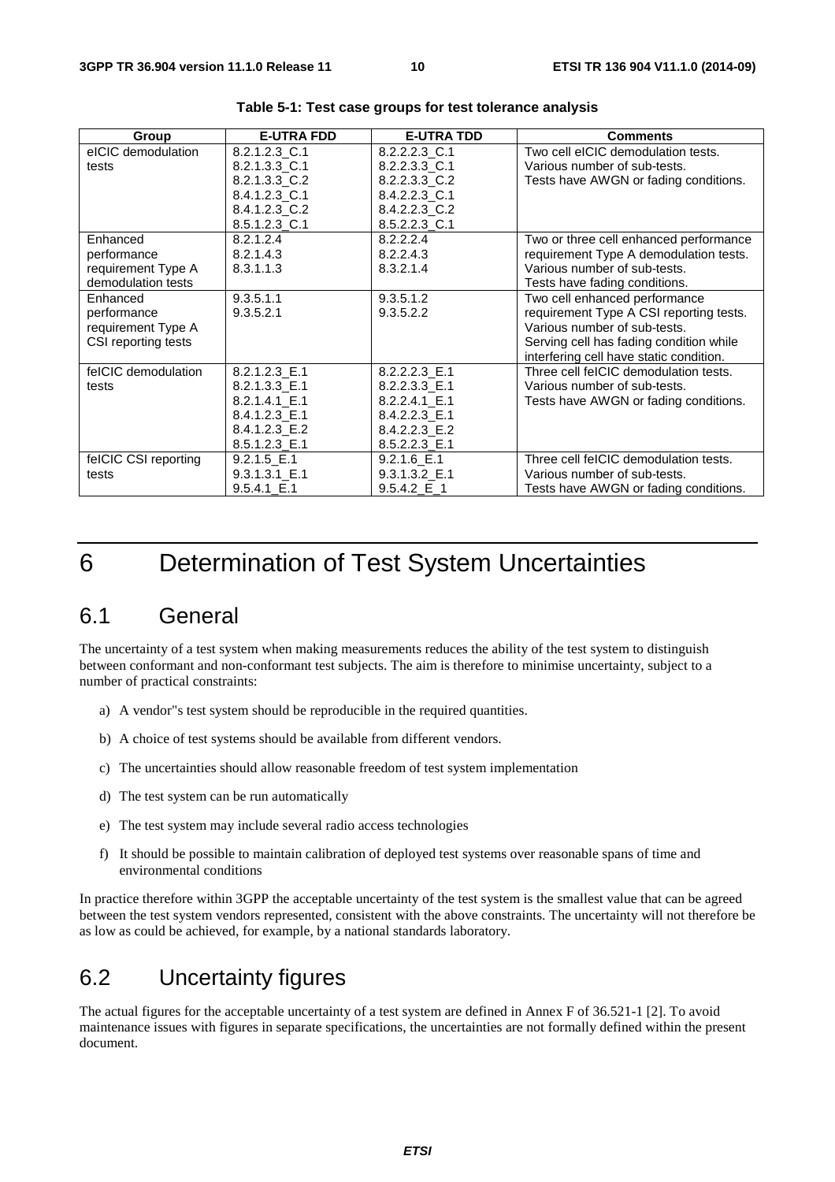**Table 5-1: Test case groups for test tolerance analysis**

| Group | E-UTRA FDD | E-UTRA TDD | Comments |
|---|---|---|---|
| eICIC demodulation tests | 8.2.1.2.3_C.1<br>8.2.1.3.3_C.1<br>8.2.1.3.3_C.2<br>8.4.1.2.3_C.1<br>8.4.1.2.3_C.2<br>8.5.1.2.3_C.1 | 8.2.2.2.3_C.1<br>8.2.2.3.3_C.1<br>8.2.2.3.3_C.2<br>8.4.2.2.3_C.1<br>8.4.2.2.3_C.2<br>8.5.2.2.3_C.1 | Two cell eICIC demodulation tests.<br>Various number of sub-tests.<br>Tests have AWGN or fading conditions. |
| Enhanced performance requirement Type A demodulation tests | 8.2.1.2.4<br>8.2.1.4.3<br>8.3.1.1.3 | 8.2.2.2.4<br>8.2.2.4.3<br>8.3.2.1.4 | Two or three cell enhanced performance requirement Type A demodulation tests.<br>Various number of sub-tests.<br>Tests have fading conditions. |
| Enhanced performance requirement Type A CSI reporting tests | 9.3.5.1.1<br>9.3.5.2.1 | 9.3.5.1.2<br>9.3.5.2.2 | Two cell enhanced performance requirement Type A CSI reporting tests.<br>Various number of sub-tests.<br>Serving cell has fading condition while interfering cell have static condition. |
| feICIC demodulation tests | 8.2.1.2.3_E.1<br>8.2.1.3.3_E.1<br>8.2.1.4.1_E.1<br>8.4.1.2.3_E.1<br>8.4.1.2.3_E.2<br>8.5.1.2.3_E.1 | 8.2.2.2.3_E.1<br>8.2.2.3.3_E.1<br>8.2.2.4.1_E.1<br>8.4.2.2.3_E.1<br>8.4.2.2.3_E.2<br>8.5.2.2.3_E.1 | Three cell feICIC demodulation tests.<br>Various number of sub-tests.<br>Tests have AWGN or fading conditions. |
| feICIC CSI reporting tests | 9.2.1.5_E.1<br>9.3.1.3.1_E.1<br>9.5.4.1_E.1 | 9.2.1.6_E.1<br>9.3.1.3.2_E.1<br>9.5.4.2_E_1 | Three cell feICIC demodulation tests.<br>Various number of sub-tests.<br>Tests have AWGN or fading conditions. |

# 6 Determination of Test System Uncertainties

## 6.1 General

The uncertainty of a test system when making measurements reduces the ability of the test system to distinguish between conformant and non-conformant test subjects. The aim is therefore to minimise uncertainty, subject to a number of practical constraints:

a) A vendor"s test system should be reproducible in the required quantities.

b) A choice of test systems should be available from different vendors.

c) The uncertainties should allow reasonable freedom of test system implementation

d) The test system can be run automatically

e) The test system may include several radio access technologies

f) It should be possible to maintain calibration of deployed test systems over reasonable spans of time and environmental conditions

In practice therefore within 3GPP the acceptable uncertainty of the test system is the smallest value that can be agreed between the test system vendors represented, consistent with the above constraints. The uncertainty will not therefore be as low as could be achieved, for example, by a national standards laboratory.

## 6.2 Uncertainty figures

The actual figures for the acceptable uncertainty of a test system are defined in Annex F of 36.521-1 [2]. To avoid maintenance issues with figures in separate specifications, the uncertainties are not formally defined within the present document.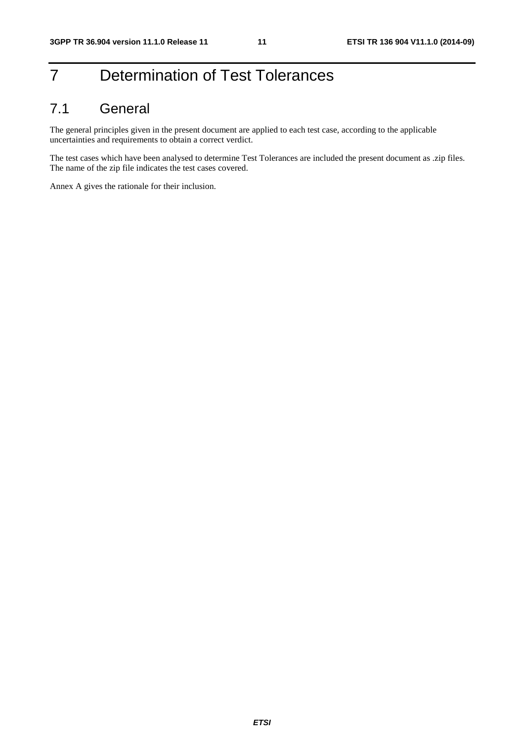# 7 Determination of Test Tolerances

## 7.1 General

The general principles given in the present document are applied to each test case, according to the applicable uncertainties and requirements to obtain a correct verdict.

The test cases which have been analysed to determine Test Tolerances are included the present document as .zip files. The name of the zip file indicates the test cases covered.

Annex A gives the rationale for their inclusion.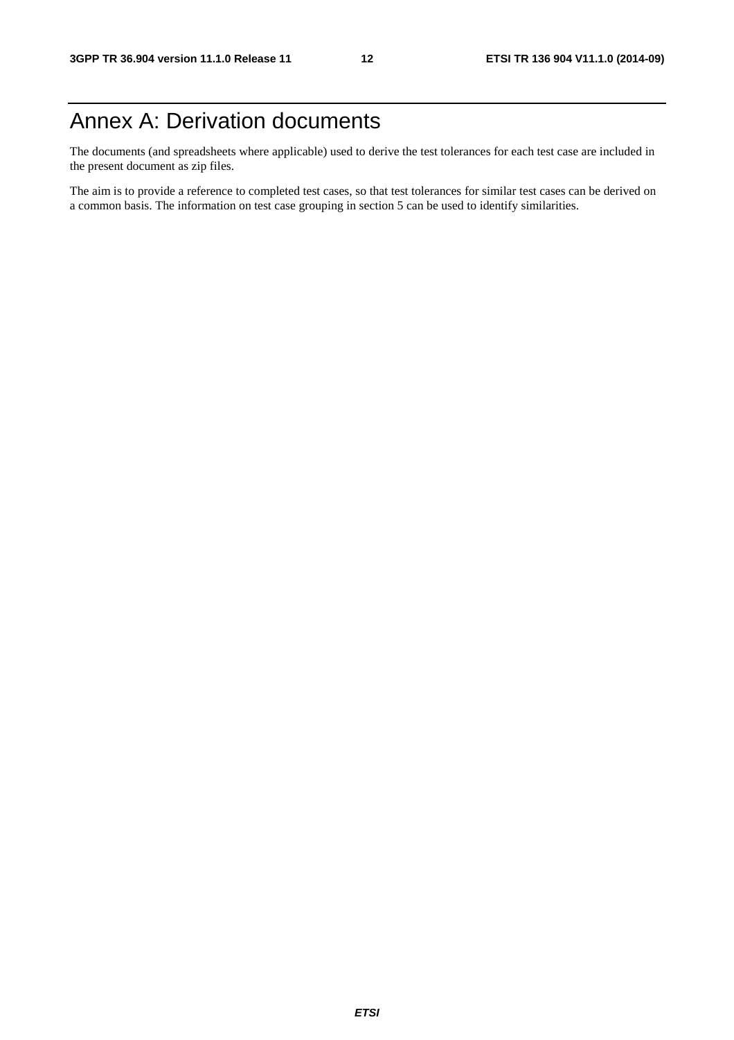# Annex A: Derivation documents

The documents (and spreadsheets where applicable) used to derive the test tolerances for each test case are included in the present document as zip files.

The aim is to provide a reference to completed test cases, so that test tolerances for similar test cases can be derived on a common basis. The information on test case grouping in section 5 can be used to identify similarities.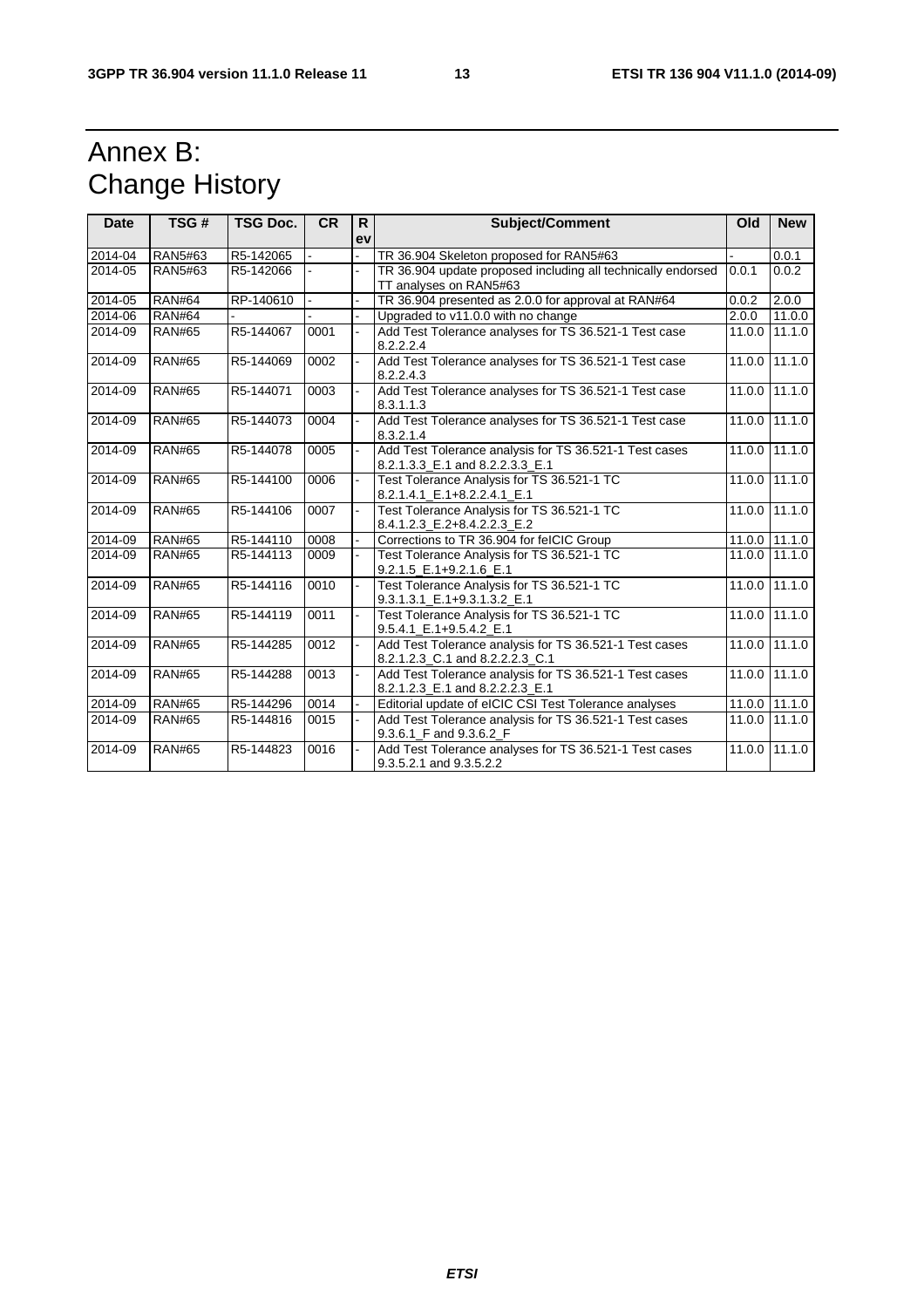# Annex B: Change History

| Date | TSG # | TSG Doc. | CR | Rev | Subject/Comment | Old | New |
|---|---|---|---|---|---|---|---|
| 2014-04 | RAN5#63 | R5-142065 | - | - | TR 36.904 Skeleton proposed for RAN5#63 | - | 0.0.1 |
| 2014-05 | RAN5#63 | R5-142066 | - | - | TR 36.904 update proposed including all technically endorsed TT analyses on RAN5#63 | 0.0.1 | 0.0.2 |
| 2014-05 | RAN#64 | RP-140610 | - | - | TR 36.904 presented as 2.0.0 for approval at RAN#64 | 0.0.2 | 2.0.0 |
| 2014-06 | RAN#64 | - | - | - | Upgraded to v11.0.0 with no change | 2.0.0 | 11.0.0 |
| 2014-09 | RAN#65 | R5-144067 | 0001 | - | Add Test Tolerance analyses for TS 36.521-1 Test case 8.2.2.2.4 | 11.0.0 | 11.1.0 |
| 2014-09 | RAN#65 | R5-144069 | 0002 | - | Add Test Tolerance analyses for TS 36.521-1 Test case 8.2.2.4.3 | 11.0.0 | 11.1.0 |
| 2014-09 | RAN#65 | R5-144071 | 0003 | - | Add Test Tolerance analyses for TS 36.521-1 Test case 8.3.1.1.3 | 11.0.0 | 11.1.0 |
| 2014-09 | RAN#65 | R5-144073 | 0004 | - | Add Test Tolerance analyses for TS 36.521-1 Test case 8.3.2.1.4 | 11.0.0 | 11.1.0 |
| 2014-09 | RAN#65 | R5-144078 | 0005 | - | Add Test Tolerance analysis for TS 36.521-1 Test cases 8.2.1.3.3_E.1 and 8.2.2.3.3_E.1 | 11.0.0 | 11.1.0 |
| 2014-09 | RAN#65 | R5-144100 | 0006 | - | Test Tolerance Analysis for TS 36.521-1 TC 8.2.1.4.1_E.1+8.2.2.4.1_E.1 | 11.0.0 | 11.1.0 |
| 2014-09 | RAN#65 | R5-144106 | 0007 | - | Test Tolerance Analysis for TS 36.521-1 TC 8.4.1.2.3_E.2+8.4.2.2.3_E.2 | 11.0.0 | 11.1.0 |
| 2014-09 | RAN#65 | R5-144110 | 0008 | - | Corrections to TR 36.904 for feICIC Group | 11.0.0 | 11.1.0 |
| 2014-09 | RAN#65 | R5-144113 | 0009 | - | Test Tolerance Analysis for TS 36.521-1 TC 9.2.1.5_E.1+9.2.1.6_E.1 | 11.0.0 | 11.1.0 |
| 2014-09 | RAN#65 | R5-144116 | 0010 | - | Test Tolerance Analysis for TS 36.521-1 TC 9.3.1.3.1_E.1+9.3.1.3.2_E.1 | 11.0.0 | 11.1.0 |
| 2014-09 | RAN#65 | R5-144119 | 0011 | - | Test Tolerance Analysis for TS 36.521-1 TC 9.5.4.1_E.1+9.5.4.2_E.1 | 11.0.0 | 11.1.0 |
| 2014-09 | RAN#65 | R5-144285 | 0012 | - | Add Test Tolerance analysis for TS 36.521-1 Test cases 8.2.1.2.3_C.1 and 8.2.2.2.3_C.1 | 11.0.0 | 11.1.0 |
| 2014-09 | RAN#65 | R5-144288 | 0013 | - | Add Test Tolerance analysis for TS 36.521-1 Test cases 8.2.1.2.3_E.1 and 8.2.2.2.3_E.1 | 11.0.0 | 11.1.0 |
| 2014-09 | RAN#65 | R5-144296 | 0014 | - | Editorial update of eICIC CSI Test Tolerance analyses | 11.0.0 | 11.1.0 |
| 2014-09 | RAN#65 | R5-144816 | 0015 | - | Add Test Tolerance analysis for TS 36.521-1 Test cases 9.3.6.1_F and 9.3.6.2_F | 11.0.0 | 11.1.0 |
| 2014-09 | RAN#65 | R5-144823 | 0016 | - | Add Test Tolerance analyses for TS 36.521-1 Test cases 9.3.5.2.1 and 9.3.5.2.2 | 11.0.0 | 11.1.0 |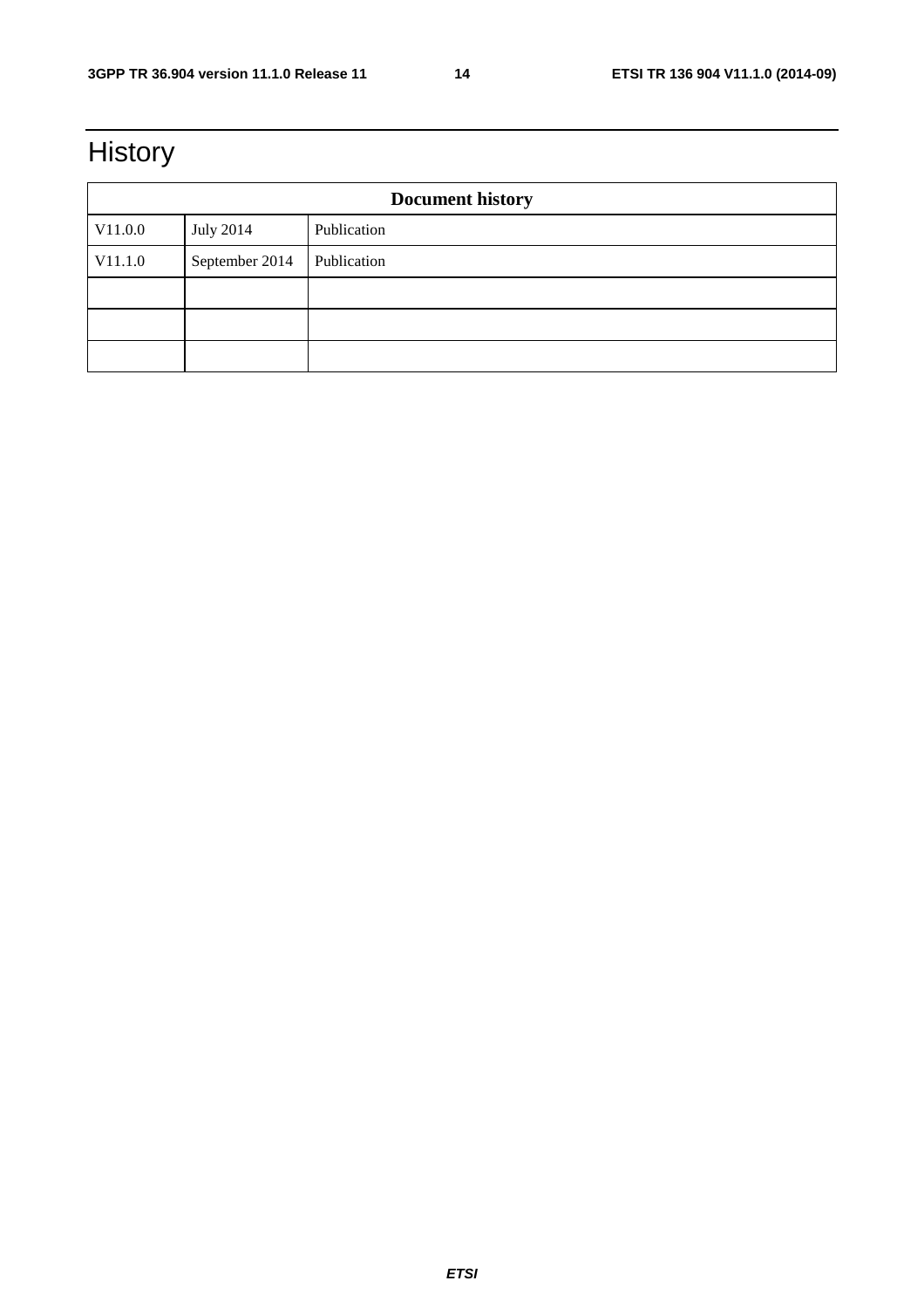# History

| Document history | | |
|---|---|---|
| V11.0.0 | July 2014 | Publication |
| V11.1.0 | September 2014 | Publication |
| | | |
| | | |
| | | |